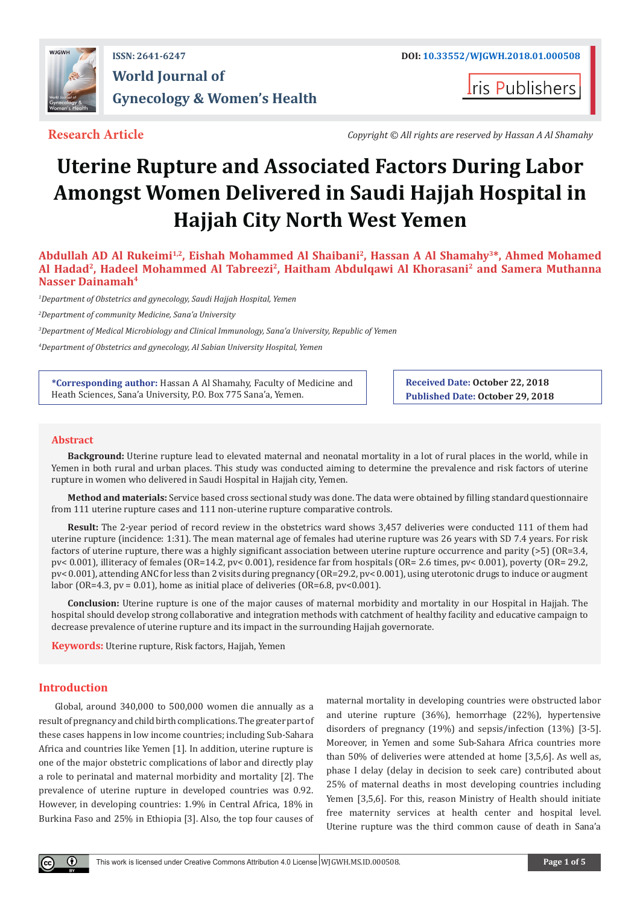ISSN: 2641-6247

DOI: 10.33552/WJGWH.2018.01.000508

# World Journal of Gynecology & Women's Health

Iris Publishers

**Research Article**

*Copyright © All rights are reserved by Hassan A Al Shamahy*

# Uterine Rupture and Associated Factors During Labor Amongst Women Delivered in Saudi Hajjah Hospital in Hajjah City North West Yemen

**Abdullah AD Al Rukeimi[1,2], Eishah Mohammed Al Shaibani[2], Hassan A Al Shamahy[3]*, Ahmed Mohamed Al Hadad[2], Hadeel Mohammed Al Tabreezi[2], Haitham Abdulqawi Al Khorasani[2] and Samera Muthanna Nasser Dainamah[4]**

[1]*Department of Obstetrics and gynecology, Saudi Hajjah Hospital, Yemen*

[2]*Department of community Medicine, Sana'a University*

[3]*Department of Medical Microbiology and Clinical Immunology, Sana'a University, Republic of Yemen*

[4]*Department of Obstetrics and gynecology, Al Sabian University Hospital, Yemen*

**\*Corresponding author:** Hassan A Al Shamahy, Faculty of Medicine and Heath Sciences, Sana'a University, P.O. Box 775 Sana'a, Yemen.

**Received Date:** October 22, 2018

**Published Date:** October 29, 2018

## Abstract

**Background:** Uterine rupture lead to elevated maternal and neonatal mortality in a lot of rural places in the world, while in Yemen in both rural and urban places. This study was conducted aiming to determine the prevalence and risk factors of uterine rupture in women who delivered in Saudi Hospital in Hajjah city, Yemen.

**Method and materials:** Service based cross sectional study was done. The data were obtained by filling standard questionnaire from 111 uterine rupture cases and 111 non-uterine rupture comparative controls.

**Result:** The 2-year period of record review in the obstetrics ward shows 3,457 deliveries were conducted 111 of them had uterine rupture (incidence: 1:31). The mean maternal age of females had uterine rupture was 26 years with SD 7.4 years. For risk factors of uterine rupture, there was a highly significant association between uterine rupture occurrence and parity (>5) (OR=3.4, pv< 0.001), illiteracy of females (OR=14.2, pv< 0.001), residence far from hospitals (OR= 2.6 times, pv< 0.001), poverty (OR= 29.2, pv< 0.001), attending ANC for less than 2 visits during pregnancy (OR=29.2, pv< 0.001), using uterotonic drugs to induce or augment labor (OR=4.3, pv = 0.01), home as initial place of deliveries (OR=6.8, pv<0.001).

**Conclusion:** Uterine rupture is one of the major causes of maternal morbidity and mortality in our Hospital in Hajjah. The hospital should develop strong collaborative and integration methods with catchment of healthy facility and educative campaign to decrease prevalence of uterine rupture and its impact in the surrounding Hajjah governorate.

**Keywords:** Uterine rupture, Risk factors, Hajjah, Yemen

## Introduction

Global, around 340,000 to 500,000 women die annually as a result of pregnancy and child birth complications. The greater part of these cases happens in low income countries; including Sub-Sahara Africa and countries like Yemen [1]. In addition, uterine rupture is one of the major obstetric complications of labor and directly play a role to perinatal and maternal morbidity and mortality [2]. The prevalence of uterine rupture in developed countries was 0.92. However, in developing countries: 1.9% in Central Africa, 18% in Burkina Faso and 25% in Ethiopia [3]. Also, the top four causes of maternal mortality in developing countries were obstructed labor and uterine rupture (36%), hemorrhage (22%), hypertensive disorders of pregnancy (19%) and sepsis/infection (13%) [3-5]. Moreover, in Yemen and some Sub-Sahara Africa countries more than 50% of deliveries were attended at home [3,5,6]. As well as, phase I delay (delay in decision to seek care) contributed about 25% of maternal deaths in most developing countries including Yemen [3,5,6]. For this, reason Ministry of Health should initiate free maternity services at health center and hospital level. Uterine rupture was the third common cause of death in Sana'a

This work is licensed under Creative Commons Attribution 4.0 License | WJGWH.MS.ID.000508.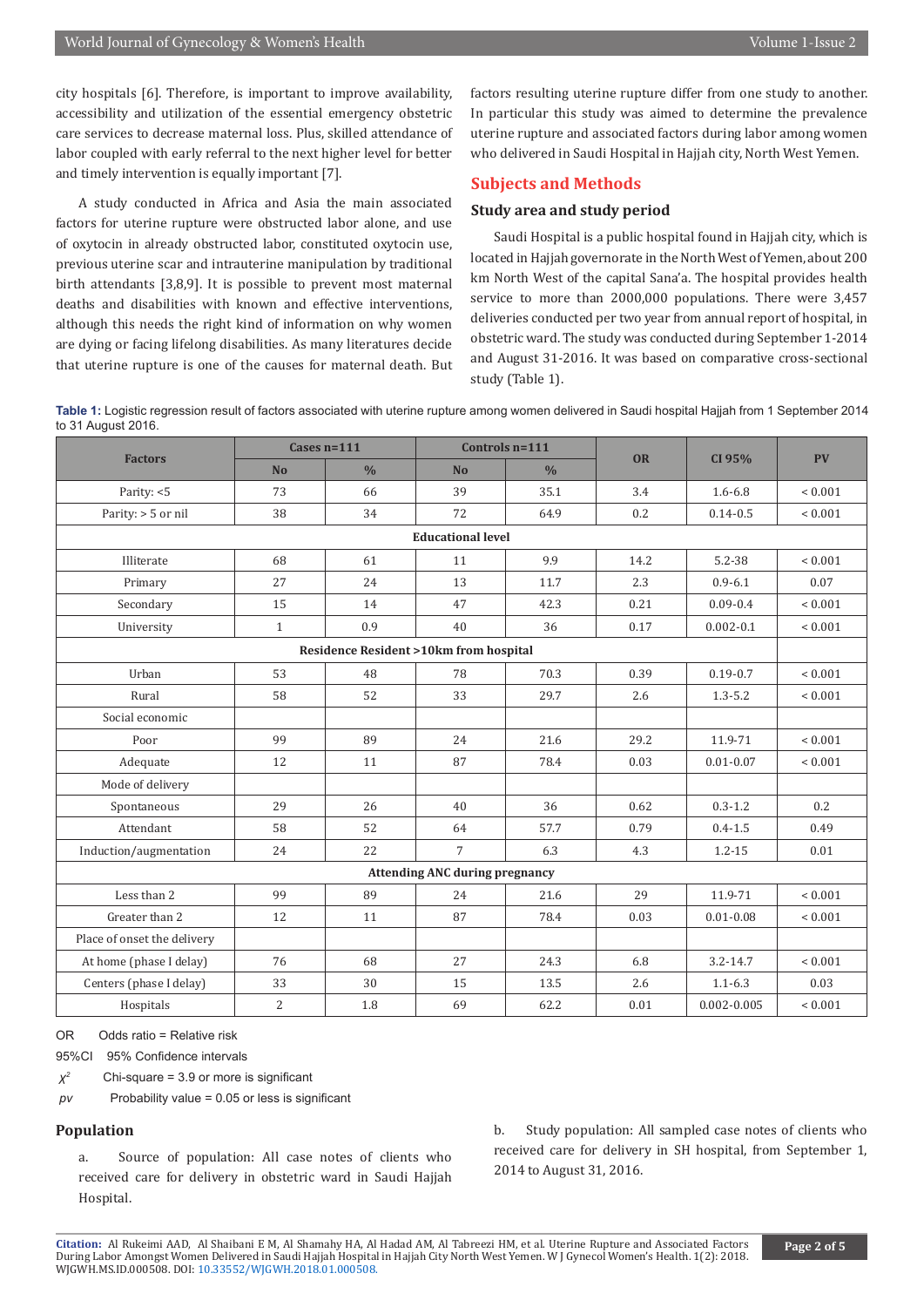city hospitals [6]. Therefore, is important to improve availability, accessibility and utilization of the essential emergency obstetric care services to decrease maternal loss. Plus, skilled attendance of labor coupled with early referral to the next higher level for better and timely intervention is equally important [7].

A study conducted in Africa and Asia the main associated factors for uterine rupture were obstructed labor alone, and use of oxytocin in already obstructed labor, constituted oxytocin use, previous uterine scar and intrauterine manipulation by traditional birth attendants [3,8,9]. It is possible to prevent most maternal deaths and disabilities with known and effective interventions, although this needs the right kind of information on why women are dying or facing lifelong disabilities. As many literatures decide that uterine rupture is one of the causes for maternal death. But factors resulting uterine rupture differ from one study to another. In particular this study was aimed to determine the prevalence uterine rupture and associated factors during labor among women who delivered in Saudi Hospital in Hajjah city, North West Yemen.

## Subjects and Methods

### Study area and study period

Saudi Hospital is a public hospital found in Hajjah city, which is located in Hajjah governorate in the North West of Yemen, about 200 km North West of the capital Sana'a. The hospital provides health service to more than 2000,000 populations. There were 3,457 deliveries conducted per two year from annual report of hospital, in obstetric ward. The study was conducted during September 1-2014 and August 31-2016. It was based on comparative cross-sectional study (Table 1).

**Table 1:** Logistic regression result of factors associated with uterine rupture among women delivered in Saudi hospital Hajjah from 1 September 2014 to 31 August 2016.

| Factors | Cases n=111 | | Controls n=111 | | OR | CI 95% | PV |
|---|---|---|---|---|---|---|---|
| | No | % | No | % | | | |
| Parity: <5 | 73 | 66 | 39 | 35.1 | 3.4 | 1.6-6.8 | < 0.001 |
| Parity: > 5 or nil | 38 | 34 | 72 | 64.9 | 0.2 | 0.14-0.5 | < 0.001 |
| **Educational level** | | | | | | | |
| Illiterate | 68 | 61 | 11 | 9.9 | 14.2 | 5.2-38 | < 0.001 |
| Primary | 27 | 24 | 13 | 11.7 | 2.3 | 0.9-6.1 | 0.07 |
| Secondary | 15 | 14 | 47 | 42.3 | 0.21 | 0.09-0.4 | < 0.001 |
| University | 1 | 0.9 | 40 | 36 | 0.17 | 0.002-0.1 | < 0.001 |
| **Residence Resident >10km from hospital** | | | | | | | |
| Urban | 53 | 48 | 78 | 70.3 | 0.39 | 0.19-0.7 | < 0.001 |
| Rural | 58 | 52 | 33 | 29.7 | 2.6 | 1.3-5.2 | < 0.001 |
| Social economic | | | | | | | |
| Poor | 99 | 89 | 24 | 21.6 | 29.2 | 11.9-71 | < 0.001 |
| Adequate | 12 | 11 | 87 | 78.4 | 0.03 | 0.01-0.07 | < 0.001 |
| Mode of delivery | | | | | | | |
| Spontaneous | 29 | 26 | 40 | 36 | 0.62 | 0.3-1.2 | 0.2 |
| Attendant | 58 | 52 | 64 | 57.7 | 0.79 | 0.4-1.5 | 0.49 |
| Induction/augmentation | 24 | 22 | 7 | 6.3 | 4.3 | 1.2-15 | 0.01 |
| **Attending ANC during pregnancy** | | | | | | | |
| Less than 2 | 99 | 89 | 24 | 21.6 | 29 | 11.9-71 | < 0.001 |
| Greater than 2 | 12 | 11 | 87 | 78.4 | 0.03 | 0.01-0.08 | < 0.001 |
| Place of onset the delivery | | | | | | | |
| At home (phase I delay) | 76 | 68 | 27 | 24.3 | 6.8 | 3.2-14.7 | < 0.001 |
| Centers (phase I delay) | 33 | 30 | 15 | 13.5 | 2.6 | 1.1-6.3 | 0.03 |
| Hospitals | 2 | 1.8 | 69 | 62.2 | 0.01 | 0.002-0.005 | < 0.001 |

OR Odds ratio = Relative risk

95%CI 95% Confidence intervals

$\chi^2$ Chi-square = 3.9 or more is significant

*pv* Probability value = 0.05 or less is significant

### Population

a. Source of population: All case notes of clients who received care for delivery in obstetric ward in Saudi Hajjah Hospital.

b. Study population: All sampled case notes of clients who received care for delivery in SH hospital, from September 1, 2014 to August 31, 2016.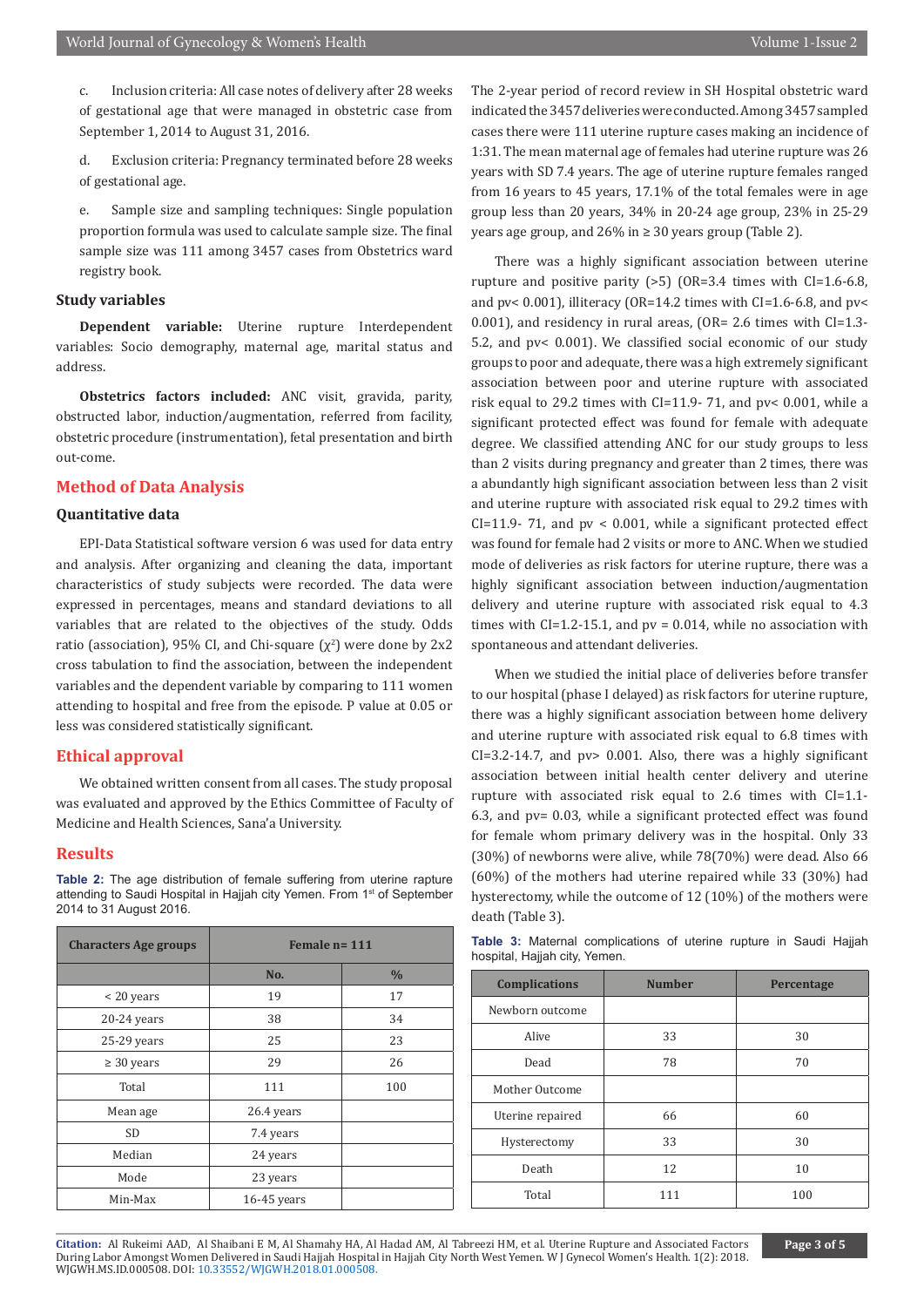c. Inclusion criteria: All case notes of delivery after 28 weeks of gestational age that were managed in obstetric case from September 1, 2014 to August 31, 2016.

d. Exclusion criteria: Pregnancy terminated before 28 weeks of gestational age.

e. Sample size and sampling techniques: Single population proportion formula was used to calculate sample size. The final sample size was 111 among 3457 cases from Obstetrics ward registry book.

### Study variables

**Dependent variable:** Uterine rupture Interdependent variables: Socio demography, maternal age, marital status and address.

**Obstetrics factors included:** ANC visit, gravida, parity, obstructed labor, induction/augmentation, referred from facility, obstetric procedure (instrumentation), fetal presentation and birth out-come.

## Method of Data Analysis

### Quantitative data

EPI-Data Statistical software version 6 was used for data entry and analysis. After organizing and cleaning the data, important characteristics of study subjects were recorded. The data were expressed in percentages, means and standard deviations to all variables that are related to the objectives of the study. Odds ratio (association), 95% CI, and Chi-square ($\chi^2$) were done by 2x2 cross tabulation to find the association, between the independent variables and the dependent variable by comparing to 111 women attending to hospital and free from the episode. P value at 0.05 or less was considered statistically significant.

## Ethical approval

We obtained written consent from all cases. The study proposal was evaluated and approved by the Ethics Committee of Faculty of Medicine and Health Sciences, Sana'a University.

## Results

**Table 2:** The age distribution of female suffering from uterine rapture attending to Saudi Hospital in Hajjah city Yemen. From 1st of September 2014 to 31 August 2016.

| Characters Age groups | Female n= 111 | |
|---|---|---|
| | No. | % |
| < 20 years | 19 | 17 |
| 20-24 years | 38 | 34 |
| 25-29 years | 25 | 23 |
| ≥ 30 years | 29 | 26 |
| Total | 111 | 100 |
| Mean age | 26.4 years | |
| SD | 7.4 years | |
| Median | 24 years | |
| Mode | 23 years | |
| Min-Max | 16-45 years | |

The 2-year period of record review in SH Hospital obstetric ward indicated the 3457 deliveries were conducted. Among 3457 sampled cases there were 111 uterine rupture cases making an incidence of 1:31. The mean maternal age of females had uterine rupture was 26 years with SD 7.4 years. The age of uterine rupture females ranged from 16 years to 45 years, 17.1% of the total females were in age group less than 20 years, 34% in 20-24 age group, 23% in 25-29 years age group, and 26% in ≥ 30 years group (Table 2).

There was a highly significant association between uterine rupture and positive parity (>5) (OR=3.4 times with CI=1.6-6.8, and pv< 0.001), illiteracy (OR=14.2 times with CI=1.6-6.8, and pv< 0.001), and residency in rural areas, (OR= 2.6 times with CI=1.3-5.2, and pv< 0.001). We classified social economic of our study groups to poor and adequate, there was a high extremely significant association between poor and uterine rupture with associated risk equal to 29.2 times with CI=11.9- 71, and pv< 0.001, while a significant protected effect was found for female with adequate degree. We classified attending ANC for our study groups to less than 2 visits during pregnancy and greater than 2 times, there was a abundantly high significant association between less than 2 visit and uterine rupture with associated risk equal to 29.2 times with CI=11.9- 71, and pv < 0.001, while a significant protected effect was found for female had 2 visits or more to ANC. When we studied mode of deliveries as risk factors for uterine rupture, there was a highly significant association between induction/augmentation delivery and uterine rupture with associated risk equal to 4.3 times with CI=1.2-15.1, and pv = 0.014, while no association with spontaneous and attendant deliveries.

When we studied the initial place of deliveries before transfer to our hospital (phase I delayed) as risk factors for uterine rupture, there was a highly significant association between home delivery and uterine rupture with associated risk equal to 6.8 times with CI=3.2-14.7, and pv> 0.001. Also, there was a highly significant association between initial health center delivery and uterine rupture with associated risk equal to 2.6 times with CI=1.1-6.3, and pv= 0.03, while a significant protected effect was found for female whom primary delivery was in the hospital. Only 33 (30%) of newborns were alive, while 78(70%) were dead. Also 66 (60%) of the mothers had uterine repaired while 33 (30%) had hysterectomy, while the outcome of 12 (10%) of the mothers were death (Table 3).

**Table 3:** Maternal complications of uterine rupture in Saudi Hajjah hospital, Hajjah city, Yemen.

| Complications | Number | Percentage |
|---|---|---|
| Newborn outcome | | |
| Alive | 33 | 30 |
| Dead | 78 | 70 |
| Mother Outcome | | |
| Uterine repaired | 66 | 60 |
| Hysterectomy | 33 | 30 |
| Death | 12 | 10 |
| Total | 111 | 100 |

**Citation:** Al Rukeimi AAD, Al Shaibani E M, Al Shamahy HA, Al Hadad AM, Al Tabreezi HM, et al. Uterine Rupture and Associated Factors During Labor Amongst Women Delivered in Saudi Hajjah Hospital in Hajjah City North West Yemen. W J Gynecol Women's Health. 1(2): 2018. WJGWH.MS.ID.000508. DOI: 10.33552/WJGWH.2018.01.000508.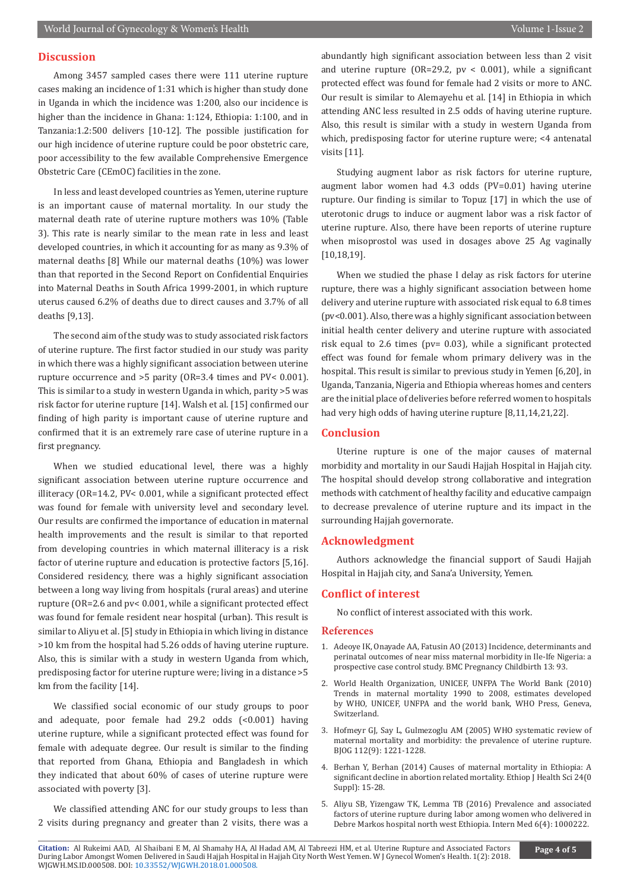## Discussion

Among 3457 sampled cases there were 111 uterine rupture cases making an incidence of 1:31 which is higher than study done in Uganda in which the incidence was 1:200, also our incidence is higher than the incidence in Ghana: 1:124, Ethiopia: 1:100, and in Tanzania:1.2:500 delivers [10-12]. The possible justification for our high incidence of uterine rupture could be poor obstetric care, poor accessibility to the few available Comprehensive Emergence Obstetric Care (CEmOC) facilities in the zone.

In less and least developed countries as Yemen, uterine rupture is an important cause of maternal mortality. In our study the maternal death rate of uterine rupture mothers was 10% (Table 3). This rate is nearly similar to the mean rate in less and least developed countries, in which it accounting for as many as 9.3% of maternal deaths [8] While our maternal deaths (10%) was lower than that reported in the Second Report on Confidential Enquiries into Maternal Deaths in South Africa 1999-2001, in which rupture uterus caused 6.2% of deaths due to direct causes and 3.7% of all deaths [9,13].

The second aim of the study was to study associated risk factors of uterine rupture. The first factor studied in our study was parity in which there was a highly significant association between uterine rupture occurrence and >5 parity (OR=3.4 times and PV< 0.001). This is similar to a study in western Uganda in which, parity >5 was risk factor for uterine rupture [14]. Walsh et al. [15] confirmed our finding of high parity is important cause of uterine rupture and confirmed that it is an extremely rare case of uterine rupture in a first pregnancy.

When we studied educational level, there was a highly significant association between uterine rupture occurrence and illiteracy (OR=14.2, PV< 0.001, while a significant protected effect was found for female with university level and secondary level. Our results are confirmed the importance of education in maternal health improvements and the result is similar to that reported from developing countries in which maternal illiteracy is a risk factor of uterine rupture and education is protective factors [5,16]. Considered residency, there was a highly significant association between a long way living from hospitals (rural areas) and uterine rupture (OR=2.6 and pv< 0.001, while a significant protected effect was found for female resident near hospital (urban). This result is similar to Aliyu et al. [5] study in Ethiopia in which living in distance >10 km from the hospital had 5.26 odds of having uterine rupture. Also, this is similar with a study in western Uganda from which, predisposing factor for uterine rupture were; living in a distance >5 km from the facility [14].

We classified social economic of our study groups to poor and adequate, poor female had 29.2 odds (<0.001) having uterine rupture, while a significant protected effect was found for female with adequate degree. Our result is similar to the finding that reported from Ghana, Ethiopia and Bangladesh in which they indicated that about 60% of cases of uterine rupture were associated with poverty [3].

We classified attending ANC for our study groups to less than 2 visits during pregnancy and greater than 2 visits, there was a abundantly high significant association between less than 2 visit and uterine rupture (OR=29.2, pv < 0.001), while a significant protected effect was found for female had 2 visits or more to ANC. Our result is similar to Alemayehu et al. [14] in Ethiopia in which attending ANC less resulted in 2.5 odds of having uterine rupture. Also, this result is similar with a study in western Uganda from which, predisposing factor for uterine rupture were; <4 antenatal visits [11].

Studying augment labor as risk factors for uterine rupture, augment labor women had 4.3 odds (PV=0.01) having uterine rupture. Our finding is similar to Topuz [17] in which the use of uterotonic drugs to induce or augment labor was a risk factor of uterine rupture. Also, there have been reports of uterine rupture when misoprostol was used in dosages above 25 Ag vaginally [10,18,19].

When we studied the phase I delay as risk factors for uterine rupture, there was a highly significant association between home delivery and uterine rupture with associated risk equal to 6.8 times (pv<0.001). Also, there was a highly significant association between initial health center delivery and uterine rupture with associated risk equal to 2.6 times (pv= 0.03), while a significant protected effect was found for female whom primary delivery was in the hospital. This result is similar to previous study in Yemen [6,20], in Uganda, Tanzania, Nigeria and Ethiopia whereas homes and centers are the initial place of deliveries before referred women to hospitals had very high odds of having uterine rupture [8,11,14,21,22].

## Conclusion

Uterine rupture is one of the major causes of maternal morbidity and mortality in our Saudi Hajjah Hospital in Hajjah city. The hospital should develop strong collaborative and integration methods with catchment of healthy facility and educative campaign to decrease prevalence of uterine rupture and its impact in the surrounding Hajjah governorate.

## Acknowledgment

Authors acknowledge the financial support of Saudi Hajjah Hospital in Hajjah city, and Sana'a University, Yemen.

## Conflict of interest

No conflict of interest associated with this work.

## References

1. Adeoye IK, Onayade AA, Fatusin AO (2013) Incidence, determinants and perinatal outcomes of near miss maternal morbidity in Ile-Ife Nigeria: a prospective case control study. BMC Pregnancy Childbirth 13: 93.
2. World Health Organization, UNICEF, UNFPA The World Bank (2010) Trends in maternal mortality 1990 to 2008, estimates developed by WHO, UNICEF, UNFPA and the world bank, WHO Press, Geneva, Switzerland.
3. Hofmeyr GJ, Say L, Gulmezoglu AM (2005) WHO systematic review of maternal mortality and morbidity: the prevalence of uterine rupture. BJOG 112(9): 1221-1228.
4. Berhan Y, Berhan (2014) Causes of maternal mortality in Ethiopia: A significant decline in abortion related mortality. Ethiop J Health Sci 24(0 Suppl): 15-28.
5. Aliyu SB, Yizengaw TK, Lemma TB (2016) Prevalence and associated factors of uterine rupture during labor among women who delivered in Debre Markos hospital north west Ethiopia. Intern Med 6(4): 1000222.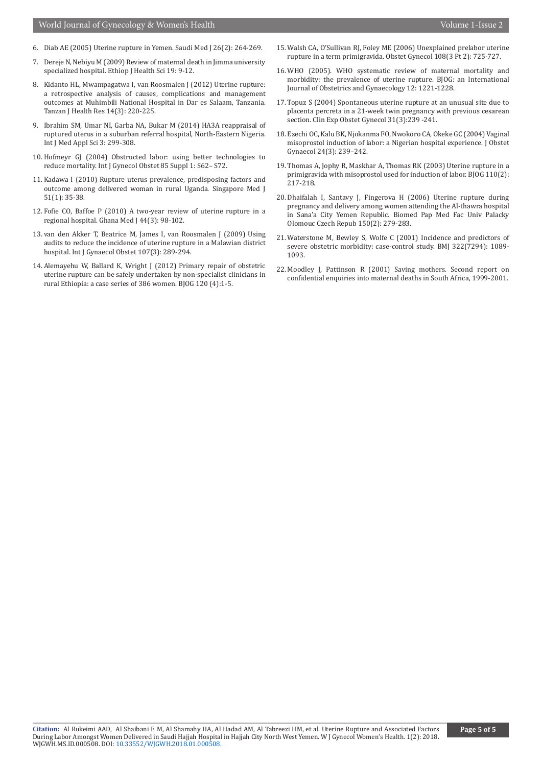6. Diab AE (2005) Uterine rupture in Yemen. Saudi Med J 26(2): 264-269.
7. Dereje N, Nebiyu M (2009) Review of maternal death in Jimma university specialized hospital. Ethiop J Health Sci 19: 9-12.
8. Kidanto HL, Mwampagatwa I, van Roosmalen J (2012) Uterine rupture: a retrospective analysis of causes, complications and management outcomes at Muhimbili National Hospital in Dar es Salaam, Tanzania. Tanzan J Health Res 14(3): 220-225.
9. Ibrahim SM, Umar NI, Garba NA, Bukar M (2014) HA3A reappraisal of ruptured uterus in a suburban referral hospital, North-Eastern Nigeria. Int J Med Appl Sci 3: 299-308.
10. Hofmeyr GJ (2004) Obstructed labor: using better technologies to reduce mortality. Int J Gynecol Obstet 85 Suppl 1: S62– S72.
11. Kadawa I (2010) Rupture uterus prevalence, predisposing factors and outcome among delivered woman in rural Uganda. Singapore Med J 51(1): 35-38.
12. Fofie CO, Baffoe P (2010) A two-year review of uterine rupture in a regional hospital. Ghana Med J 44(3): 98-102.
13. van den Akker T, Beatrice M, James I, van Roosmalen J (2009) Using audits to reduce the incidence of uterine rupture in a Malawian district hospital. Int J Gynaecol Obstet 107(3): 289-294.
14. Alemayehu W, Ballard K, Wright J (2012) Primary repair of obstetric uterine rupture can be safely undertaken by non-specialist clinicians in rural Ethiopia: a case series of 386 women. BJOG 120 (4):1-5.
15. Walsh CA, O'Sullivan RJ, Foley ME (2006) Unexplained prelabor uterine rupture in a term primigravida. Obstet Gynecol 108(3 Pt 2): 725-727.
16. WHO (2005). WHO systematic review of maternal mortality and morbidity: the prevalence of uterine rupture. BJOG: an International Journal of Obstetrics and Gynaecology 12: 1221-1228.
17. Topuz S (2004) Spontaneous uterine rupture at an unusual site due to placenta percreta in a 21-week twin pregnancy with previous cesarean section. Clin Exp Obstet Gynecol 31(3):239 -241.
18. Ezechi OC, Kalu BK, Njokanma FO, Nwokoro CA, Okeke GC (2004) Vaginal misoprostol induction of labor: a Nigerian hospital experience. J Obstet Gynaecol 24(3): 239–242.
19. Thomas A, Jophy R, Maskhar A, Thomas RK (2003) Uterine rupture in a primigravida with misoprostol used for induction of labor. BJOG 110(2): 217-218.
20. Dhaifalah I, Santavy J, Fingerova H (2006) Uterine rupture during pregnancy and delivery among women attending the Al-thawra hospital in Sana'a City Yemen Republic. Biomed Pap Med Fac Univ Palacky Olomouc Czech Repub 150(2): 279-283.
21. Waterstone M, Bewley S, Wolfe C (2001) Incidence and predictors of severe obstetric morbidity: case-control study. BMJ 322(7294): 1089-1093.
22. Moodley J, Pattinson R (2001) Saving mothers. Second report on confidential enquiries into maternal deaths in South Africa, 1999-2001.

**Citation:** Al Rukeimi AAD, Al Shaibani E M, Al Shamahy HA, Al Hadad AM, Al Tabreezi HM, et al. Uterine Rupture and Associated Factors During Labor Amongst Women Delivered in Saudi Hajjah Hospital in Hajjah City North West Yemen. W J Gynecol Women's Health. 1(2): 2018. WJGWH.MS.ID.000508. DOI: 10.33552/WJGWH.2018.01.000508.